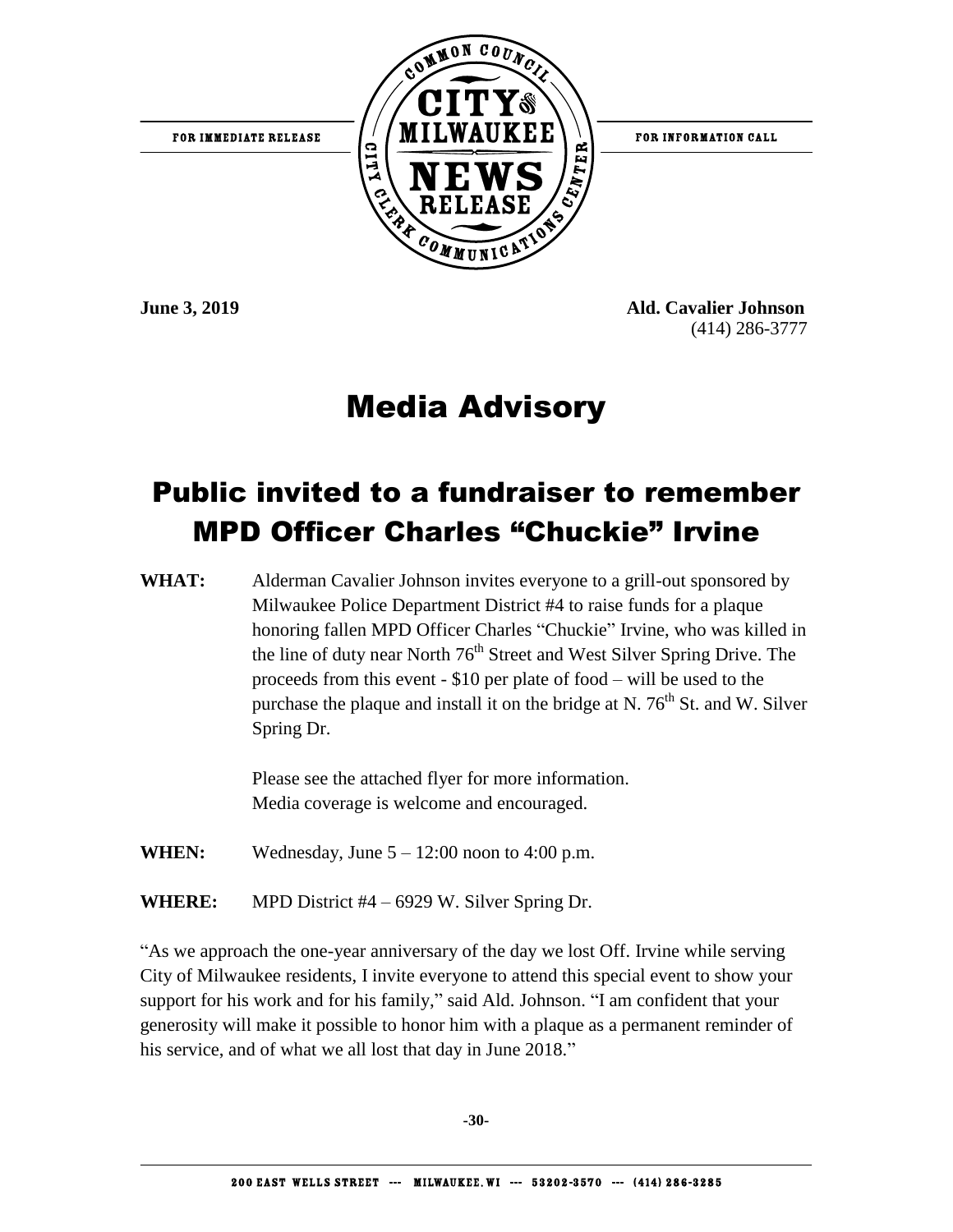FOR IMMEDIATE RELEASE

COMMON COUNCIL — CITY OF MILWAUKEE — NEWS RELEASE — CITY CLERK COMMUNICATIONS CENTER

FOR INFORMATION CALL

**June 3, 2019**

**Ald. Cavalier Johnson**
(414) 286-3777

# Media Advisory

## Public invited to a fundraiser to remember MPD Officer Charles "Chuckie" Irvine

**WHAT:** Alderman Cavalier Johnson invites everyone to a grill-out sponsored by Milwaukee Police Department District #4 to raise funds for a plaque honoring fallen MPD Officer Charles "Chuckie" Irvine, who was killed in the line of duty near North 76th Street and West Silver Spring Drive. The proceeds from this event - $10 per plate of food – will be used to the purchase the plaque and install it on the bridge at N. 76th St. and W. Silver Spring Dr.

Please see the attached flyer for more information.
Media coverage is welcome and encouraged.

**WHEN:** Wednesday, June 5 – 12:00 noon to 4:00 p.m.

**WHERE:** MPD District #4 – 6929 W. Silver Spring Dr.

"As we approach the one-year anniversary of the day we lost Off. Irvine while serving City of Milwaukee residents, I invite everyone to attend this special event to show your support for his work and for his family," said Ald. Johnson. "I am confident that your generosity will make it possible to honor him with a plaque as a permanent reminder of his service, and of what we all lost that day in June 2018."

**-30-**

200 EAST WELLS STREET --- MILWAUKEE, WI --- 53202-3570 --- (414) 286-3285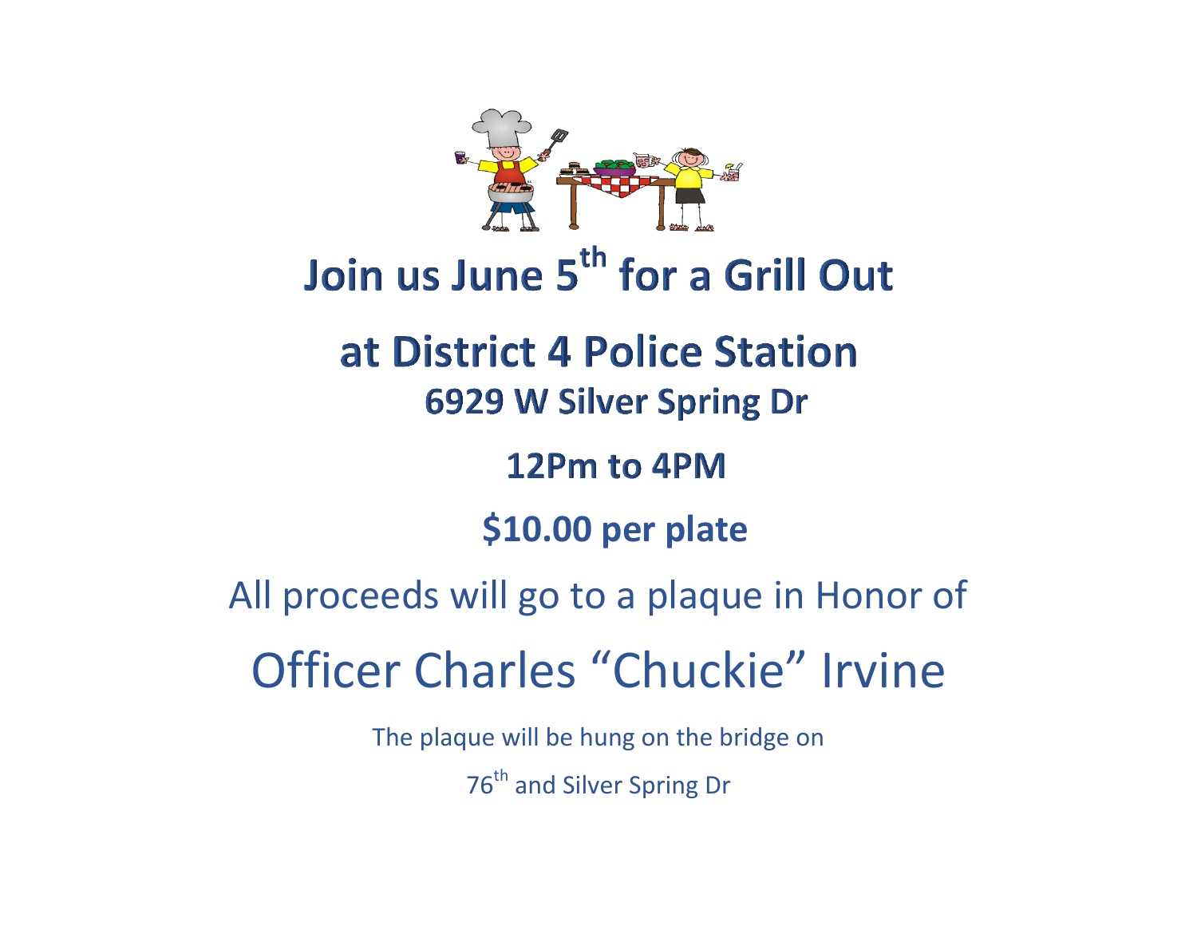# Join us June 5th for a Grill Out

## at District 4 Police Station

**6929 W Silver Spring Dr**

**12Pm to 4PM**

**$10.00 per plate**

All proceeds will go to a plaque in Honor of

Officer Charles “Chuckie” Irvine

The plaque will be hung on the bridge on

76th and Silver Spring Dr